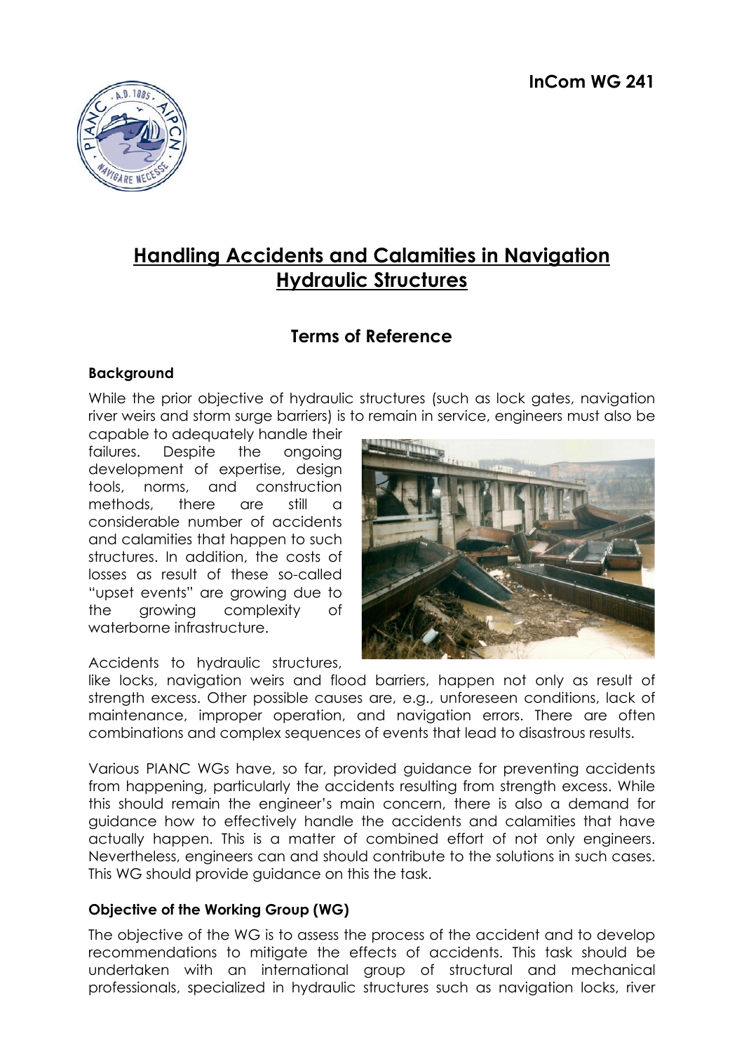**InCom WG 241**

# Handling Accidents and Calamities in Navigation Hydraulic Structures

## Terms of Reference

### Background

While the prior objective of hydraulic structures (such as lock gates, navigation river weirs and storm surge barriers) is to remain in service, engineers must also be capable to adequately handle their failures. Despite the ongoing development of expertise, design tools, norms, and construction methods, there are still a considerable number of accidents and calamities that happen to such structures. In addition, the costs of losses as result of these so-called "upset events" are growing due to the growing complexity of waterborne infrastructure.

Accidents to hydraulic structures, like locks, navigation weirs and flood barriers, happen not only as result of strength excess. Other possible causes are, e.g., unforeseen conditions, lack of maintenance, improper operation, and navigation errors. There are often combinations and complex sequences of events that lead to disastrous results.

Various PIANC WGs have, so far, provided guidance for preventing accidents from happening, particularly the accidents resulting from strength excess. While this should remain the engineer's main concern, there is also a demand for guidance how to effectively handle the accidents and calamities that have actually happen. This is a matter of combined effort of not only engineers. Nevertheless, engineers can and should contribute to the solutions in such cases. This WG should provide guidance on this the task.

### Objective of the Working Group (WG)

The objective of the WG is to assess the process of the accident and to develop recommendations to mitigate the effects of accidents. This task should be undertaken with an international group of structural and mechanical professionals, specialized in hydraulic structures such as navigation locks, river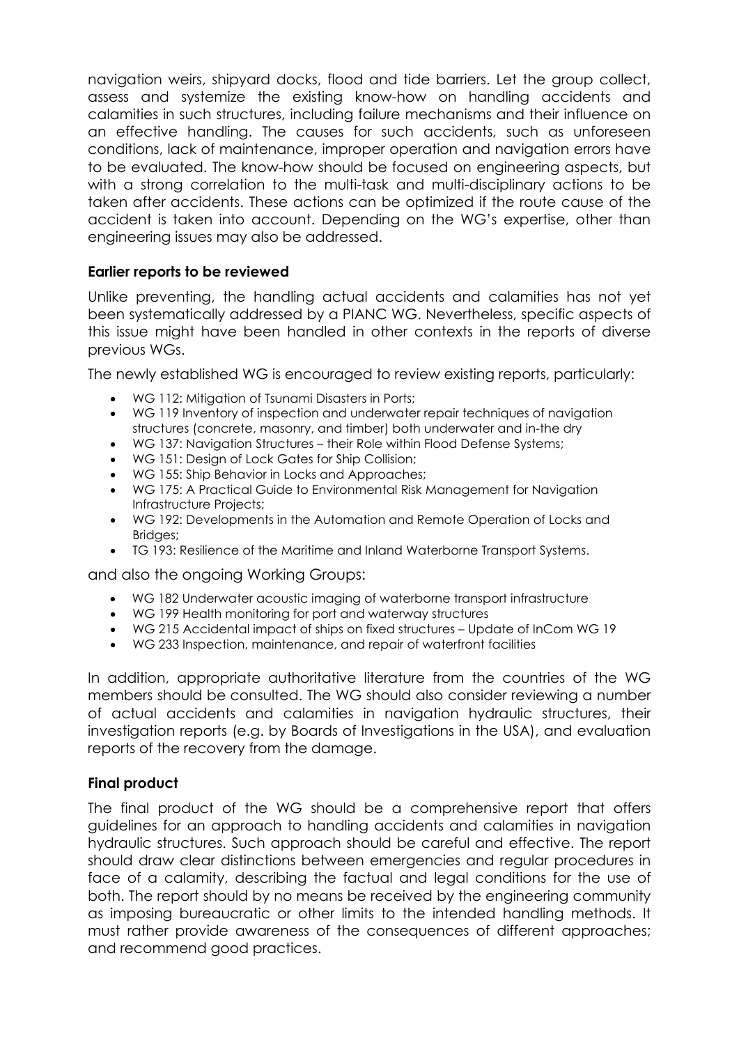navigation weirs, shipyard docks, flood and tide barriers. Let the group collect, assess and systemize the existing know-how on handling accidents and calamities in such structures, including failure mechanisms and their influence on an effective handling. The causes for such accidents, such as unforeseen conditions, lack of maintenance, improper operation and navigation errors have to be evaluated. The know-how should be focused on engineering aspects, but with a strong correlation to the multi-task and multi-disciplinary actions to be taken after accidents. These actions can be optimized if the route cause of the accident is taken into account. Depending on the WG's expertise, other than engineering issues may also be addressed.

**Earlier reports to be reviewed**

Unlike preventing, the handling actual accidents and calamities has not yet been systematically addressed by a PIANC WG. Nevertheless, specific aspects of this issue might have been handled in other contexts in the reports of diverse previous WGs.

The newly established WG is encouraged to review existing reports, particularly:

- WG 112: Mitigation of Tsunami Disasters in Ports;
- WG 119 Inventory of inspection and underwater repair techniques of navigation structures (concrete, masonry, and timber) both underwater and in-the dry
- WG 137: Navigation Structures – their Role within Flood Defense Systems;
- WG 151: Design of Lock Gates for Ship Collision;
- WG 155: Ship Behavior in Locks and Approaches;
- WG 175: A Practical Guide to Environmental Risk Management for Navigation Infrastructure Projects;
- WG 192: Developments in the Automation and Remote Operation of Locks and Bridges;
- TG 193: Resilience of the Maritime and Inland Waterborne Transport Systems.

and also the ongoing Working Groups:

- WG 182 Underwater acoustic imaging of waterborne transport infrastructure
- WG 199 Health monitoring for port and waterway structures
- WG 215 Accidental impact of ships on fixed structures – Update of InCom WG 19
- WG 233 Inspection, maintenance, and repair of waterfront facilities

In addition, appropriate authoritative literature from the countries of the WG members should be consulted. The WG should also consider reviewing a number of actual accidents and calamities in navigation hydraulic structures, their investigation reports (e.g. by Boards of Investigations in the USA), and evaluation reports of the recovery from the damage.

**Final product**

The final product of the WG should be a comprehensive report that offers guidelines for an approach to handling accidents and calamities in navigation hydraulic structures. Such approach should be careful and effective. The report should draw clear distinctions between emergencies and regular procedures in face of a calamity, describing the factual and legal conditions for the use of both. The report should by no means be received by the engineering community as imposing bureaucratic or other limits to the intended handling methods. It must rather provide awareness of the consequences of different approaches; and recommend good practices.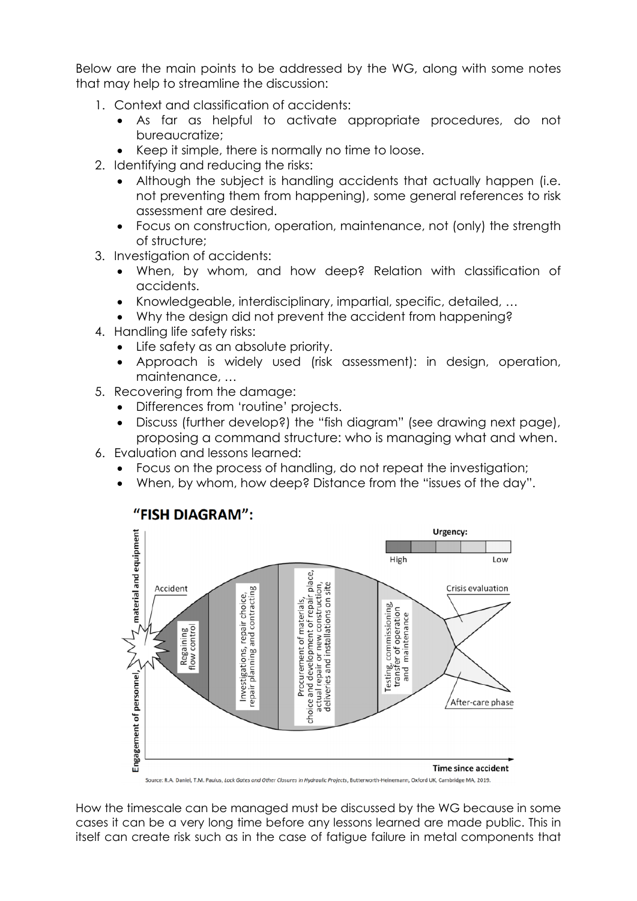Below are the main points to be addressed by the WG, along with some notes that may help to streamline the discussion:

1. Context and classification of accidents:
   - As far as helpful to activate appropriate procedures, do not bureaucratize;
   - Keep it simple, there is normally no time to loose.
2. Identifying and reducing the risks:
   - Although the subject is handling accidents that actually happen (i.e. not preventing them from happening), some general references to risk assessment are desired.
   - Focus on construction, operation, maintenance, not (only) the strength of structure;
3. Investigation of accidents:
   - When, by whom, and how deep? Relation with classification of accidents.
   - Knowledgeable, interdisciplinary, impartial, specific, detailed, …
   - Why the design did not prevent the accident from happening?
4. Handling life safety risks:
   - Life safety as an absolute priority.
   - Approach is widely used (risk assessment): in design, operation, maintenance, …
5. Recovering from the damage:
   - Differences from 'routine' projects.
   - Discuss (further develop?) the "fish diagram" (see drawing next page), proposing a command structure: who is managing what and when.
6. Evaluation and lessons learned:
   - Focus on the process of handling, do not repeat the investigation;
   - When, by whom, how deep? Distance from the "issues of the day".

**"FISH DIAGRAM":**

Source: R.A. Daniel, T.M. Paulus, *Lock Gates and Other Closures in Hydraulic Projects*, Butterworth-Heinemann, Oxford UK, Cambridge MA, 2019.

How the timescale can be managed must be discussed by the WG because in some cases it can be a very long time before any lessons learned are made public. This in itself can create risk such as in the case of fatigue failure in metal components that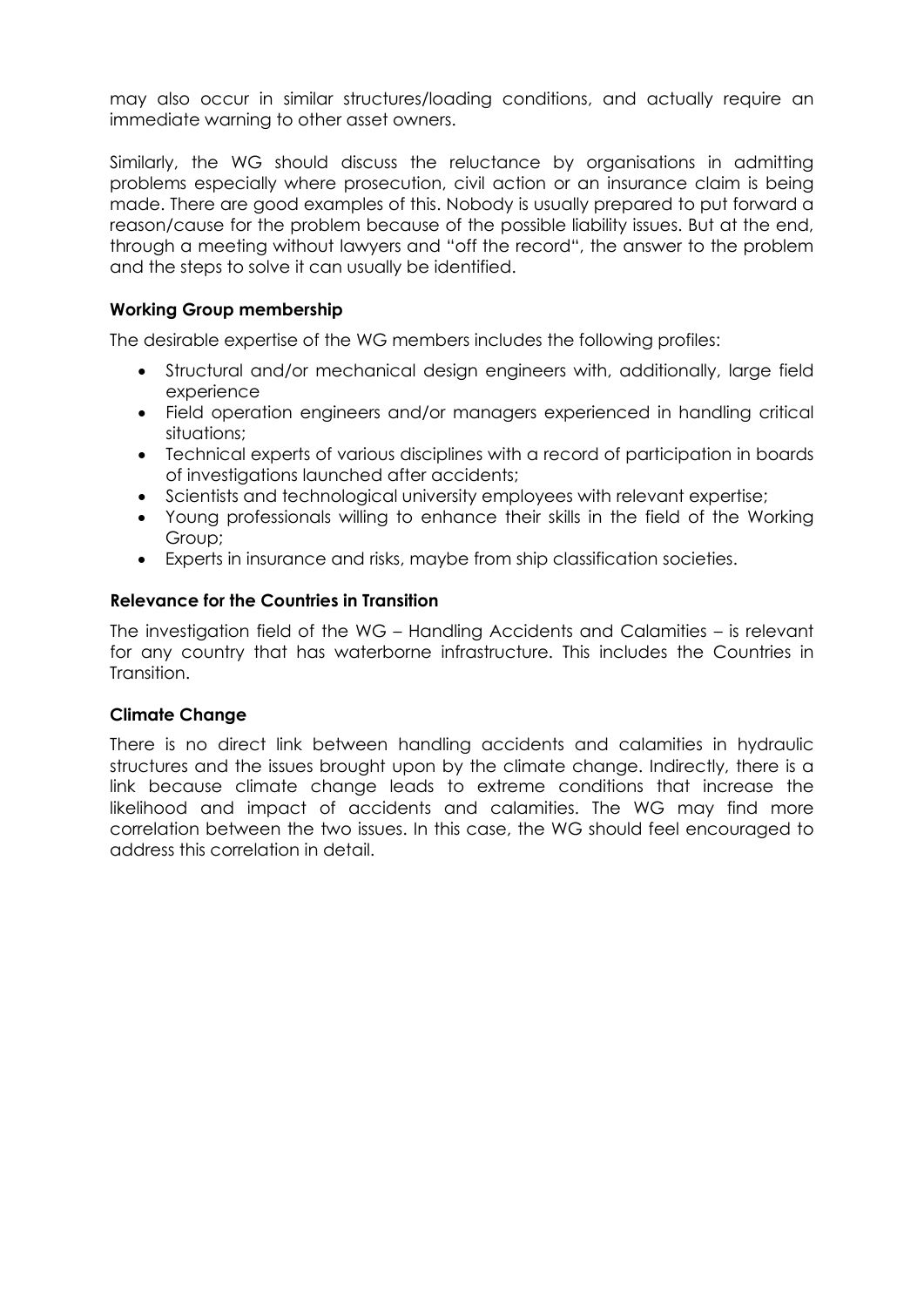may also occur in similar structures/loading conditions, and actually require an immediate warning to other asset owners.

Similarly, the WG should discuss the reluctance by organisations in admitting problems especially where prosecution, civil action or an insurance claim is being made. There are good examples of this. Nobody is usually prepared to put forward a reason/cause for the problem because of the possible liability issues. But at the end, through a meeting without lawyers and "off the record", the answer to the problem and the steps to solve it can usually be identified.

### Working Group membership

The desirable expertise of the WG members includes the following profiles:

- Structural and/or mechanical design engineers with, additionally, large field experience
- Field operation engineers and/or managers experienced in handling critical situations;
- Technical experts of various disciplines with a record of participation in boards of investigations launched after accidents;
- Scientists and technological university employees with relevant expertise;
- Young professionals willing to enhance their skills in the field of the Working Group;
- Experts in insurance and risks, maybe from ship classification societies.

### Relevance for the Countries in Transition

The investigation field of the WG – Handling Accidents and Calamities – is relevant for any country that has waterborne infrastructure. This includes the Countries in Transition.

### Climate Change

There is no direct link between handling accidents and calamities in hydraulic structures and the issues brought upon by the climate change. Indirectly, there is a link because climate change leads to extreme conditions that increase the likelihood and impact of accidents and calamities. The WG may find more correlation between the two issues. In this case, the WG should feel encouraged to address this correlation in detail.